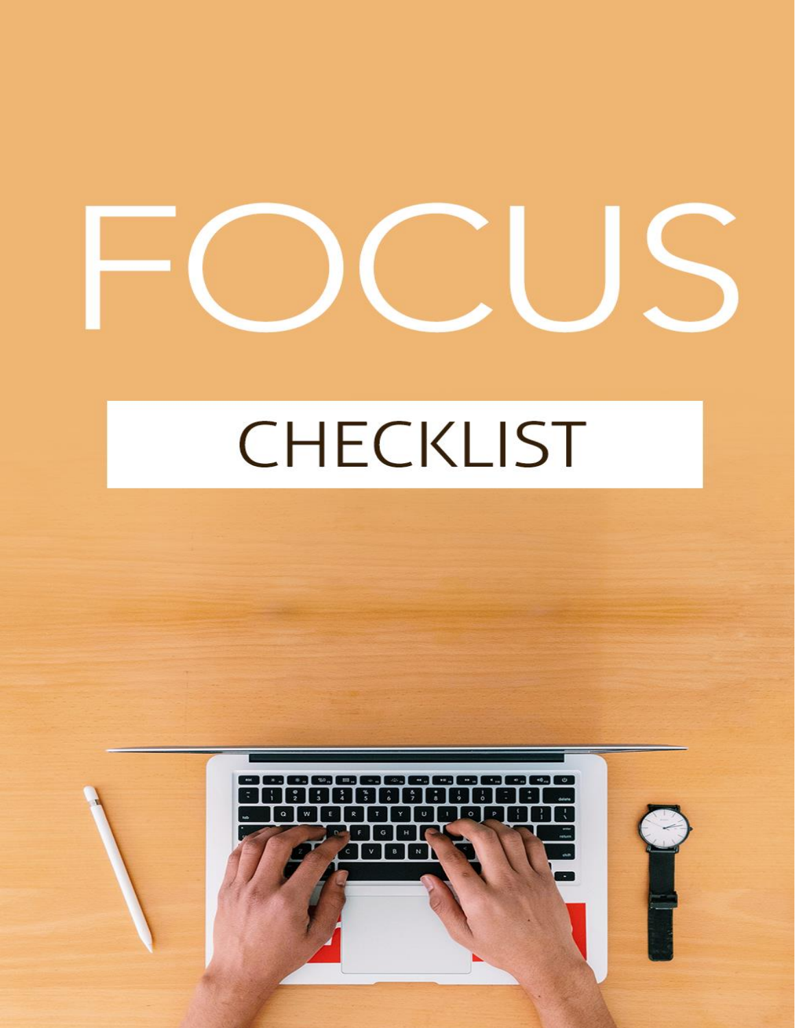# FOCUS

## CHECKLIST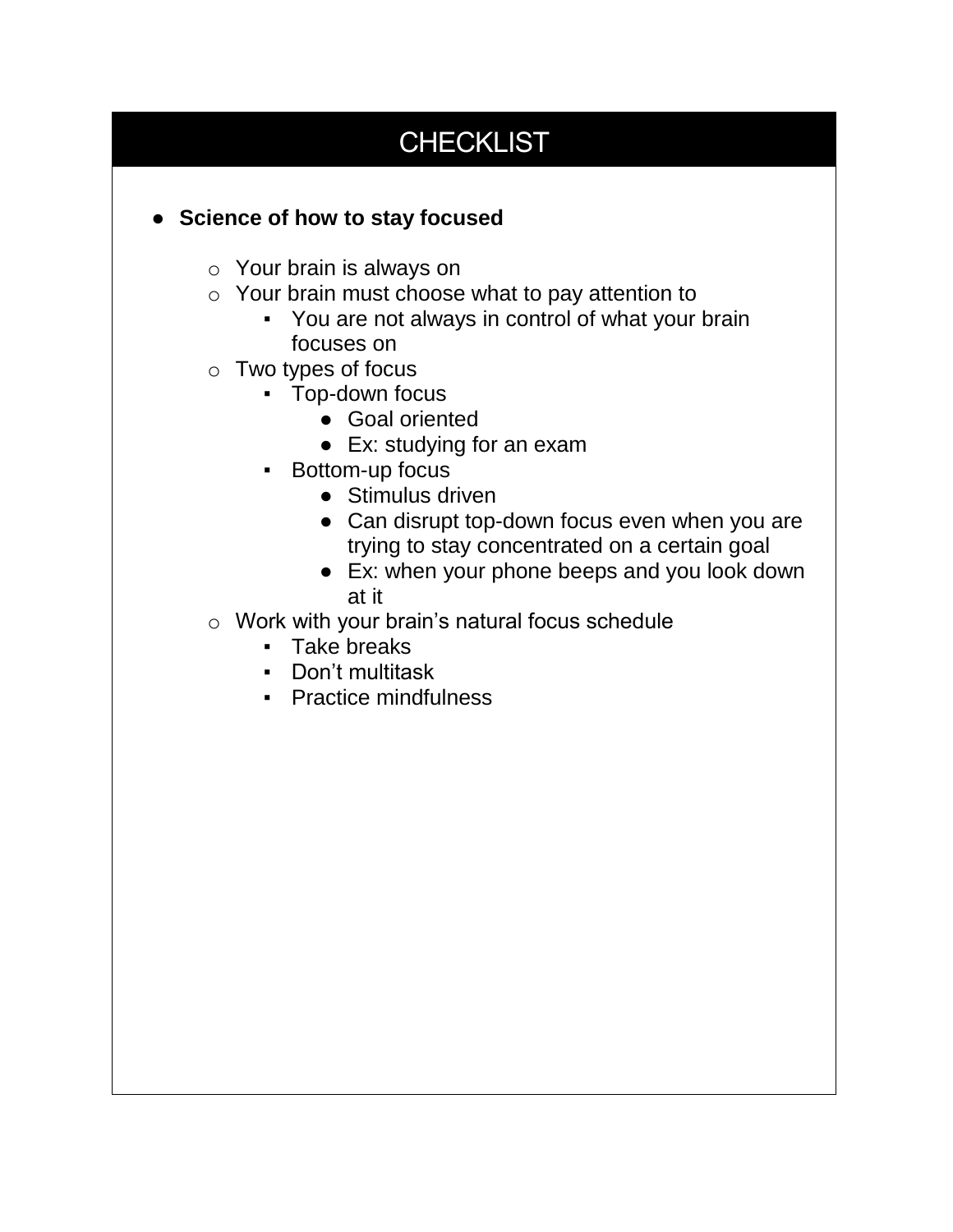# CHECKLIST

- **Science of how to stay focused**
    - Your brain is always on
    - Your brain must choose what to pay attention to
        - You are not always in control of what your brain focuses on
    - Two types of focus
        - Top-down focus
            - Goal oriented
            - Ex: studying for an exam
        - Bottom-up focus
            - Stimulus driven
            - Can disrupt top-down focus even when you are trying to stay concentrated on a certain goal
            - Ex: when your phone beeps and you look down at it
    - Work with your brain's natural focus schedule
        - Take breaks
        - Don't multitask
        - Practice mindfulness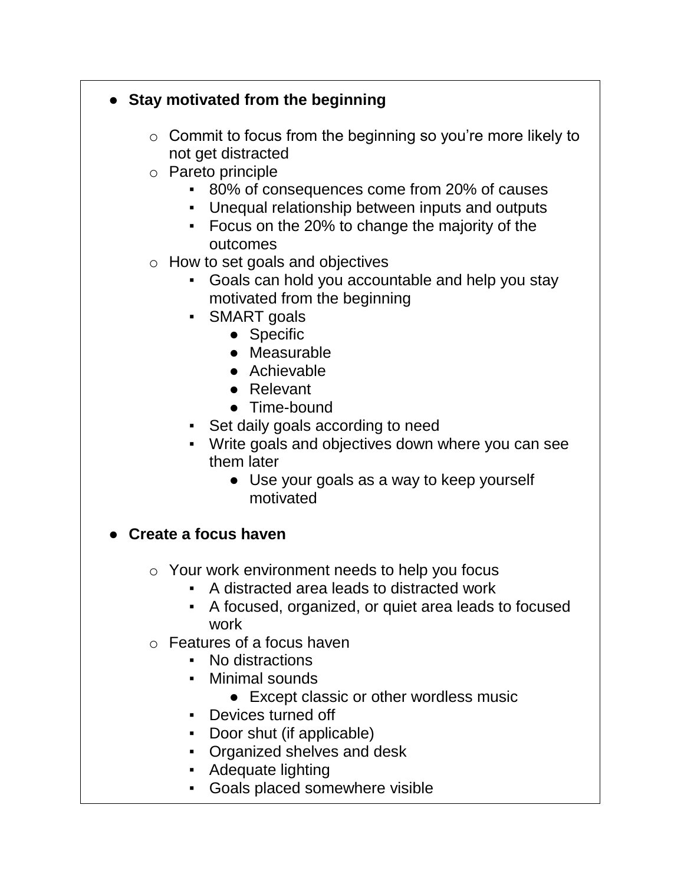- **Stay motivated from the beginning**
    - Commit to focus from the beginning so you're more likely to not get distracted
    - Pareto principle
        - 80% of consequences come from 20% of causes
        - Unequal relationship between inputs and outputs
        - Focus on the 20% to change the majority of the outcomes
    - How to set goals and objectives
        - Goals can hold you accountable and help you stay motivated from the beginning
        - SMART goals
            - Specific
            - Measurable
            - Achievable
            - Relevant
            - Time-bound
        - Set daily goals according to need
        - Write goals and objectives down where you can see them later
            - Use your goals as a way to keep yourself motivated

- **Create a focus haven**
    - Your work environment needs to help you focus
        - A distracted area leads to distracted work
        - A focused, organized, or quiet area leads to focused work
    - Features of a focus haven
        - No distractions
        - Minimal sounds
            - Except classic or other wordless music
        - Devices turned off
        - Door shut (if applicable)
        - Organized shelves and desk
        - Adequate lighting
        - Goals placed somewhere visible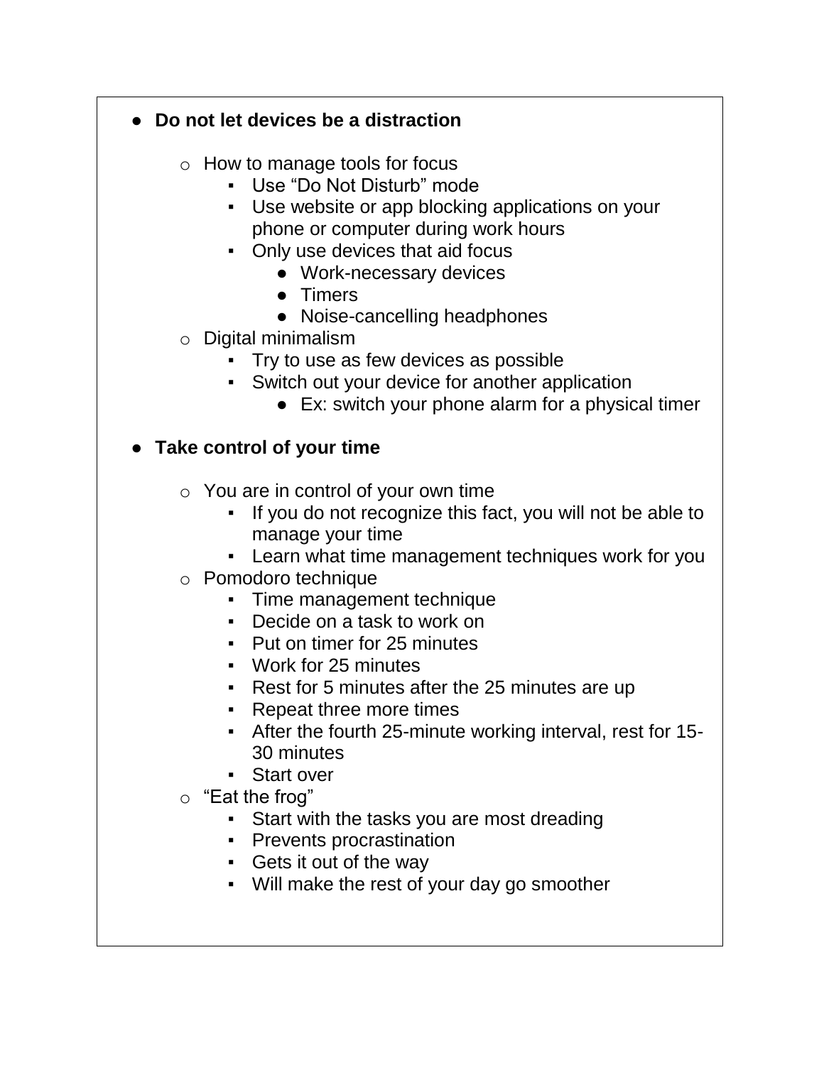- **Do not let devices be a distraction**

  - How to manage tools for focus
    - Use “Do Not Disturb” mode
    - Use website or app blocking applications on your phone or computer during work hours
    - Only use devices that aid focus
      - Work-necessary devices
      - Timers
      - Noise-cancelling headphones
  - Digital minimalism
    - Try to use as few devices as possible
    - Switch out your device for another application
      - Ex: switch your phone alarm for a physical timer

- **Take control of your time**

  - You are in control of your own time
    - If you do not recognize this fact, you will not be able to manage your time
    - Learn what time management techniques work for you
  - Pomodoro technique
    - Time management technique
    - Decide on a task to work on
    - Put on timer for 25 minutes
    - Work for 25 minutes
    - Rest for 5 minutes after the 25 minutes are up
    - Repeat three more times
    - After the fourth 25-minute working interval, rest for 15-30 minutes
    - Start over
  - “Eat the frog”
    - Start with the tasks you are most dreading
    - Prevents procrastination
    - Gets it out of the way
    - Will make the rest of your day go smoother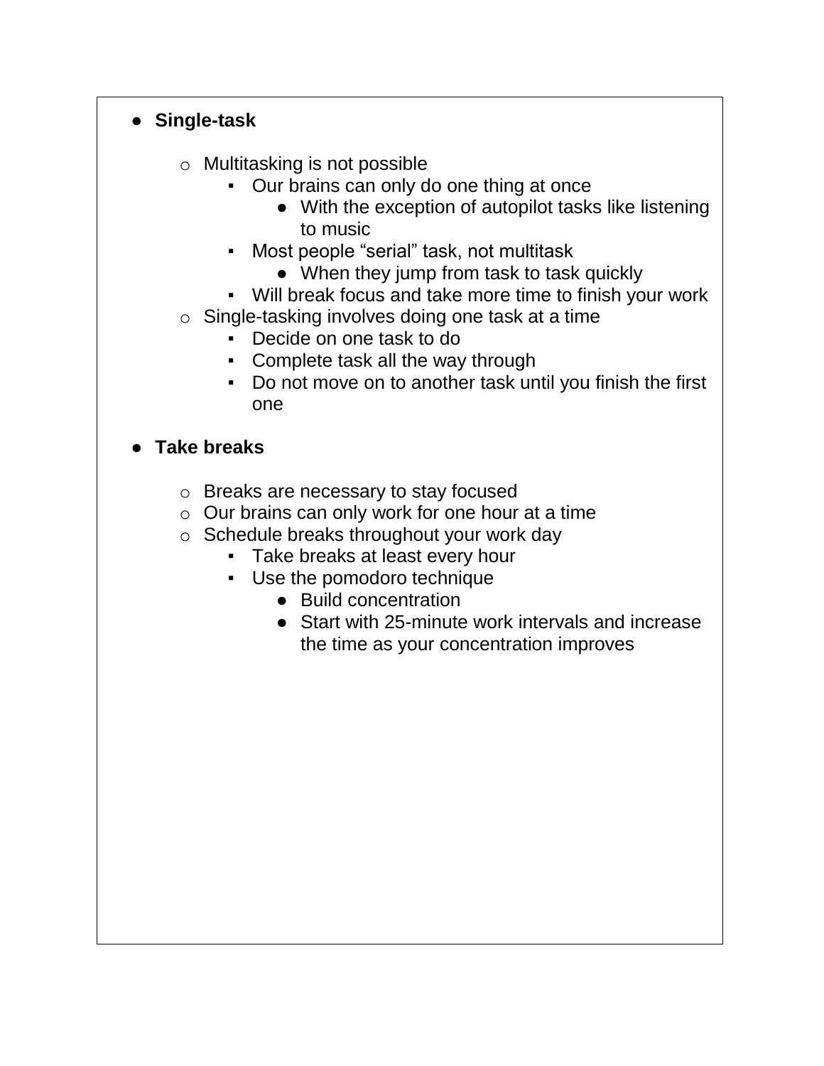- **Single-task**
    - Multitasking is not possible
        - Our brains can only do one thing at once
            - With the exception of autopilot tasks like listening to music
        - Most people “serial” task, not multitask
            - When they jump from task to task quickly
        - Will break focus and take more time to finish your work
    - Single-tasking involves doing one task at a time
        - Decide on one task to do
        - Complete task all the way through
        - Do not move on to another task until you finish the first one

- **Take breaks**
    - Breaks are necessary to stay focused
    - Our brains can only work for one hour at a time
    - Schedule breaks throughout your work day
        - Take breaks at least every hour
        - Use the pomodoro technique
            - Build concentration
            - Start with 25-minute work intervals and increase the time as your concentration improves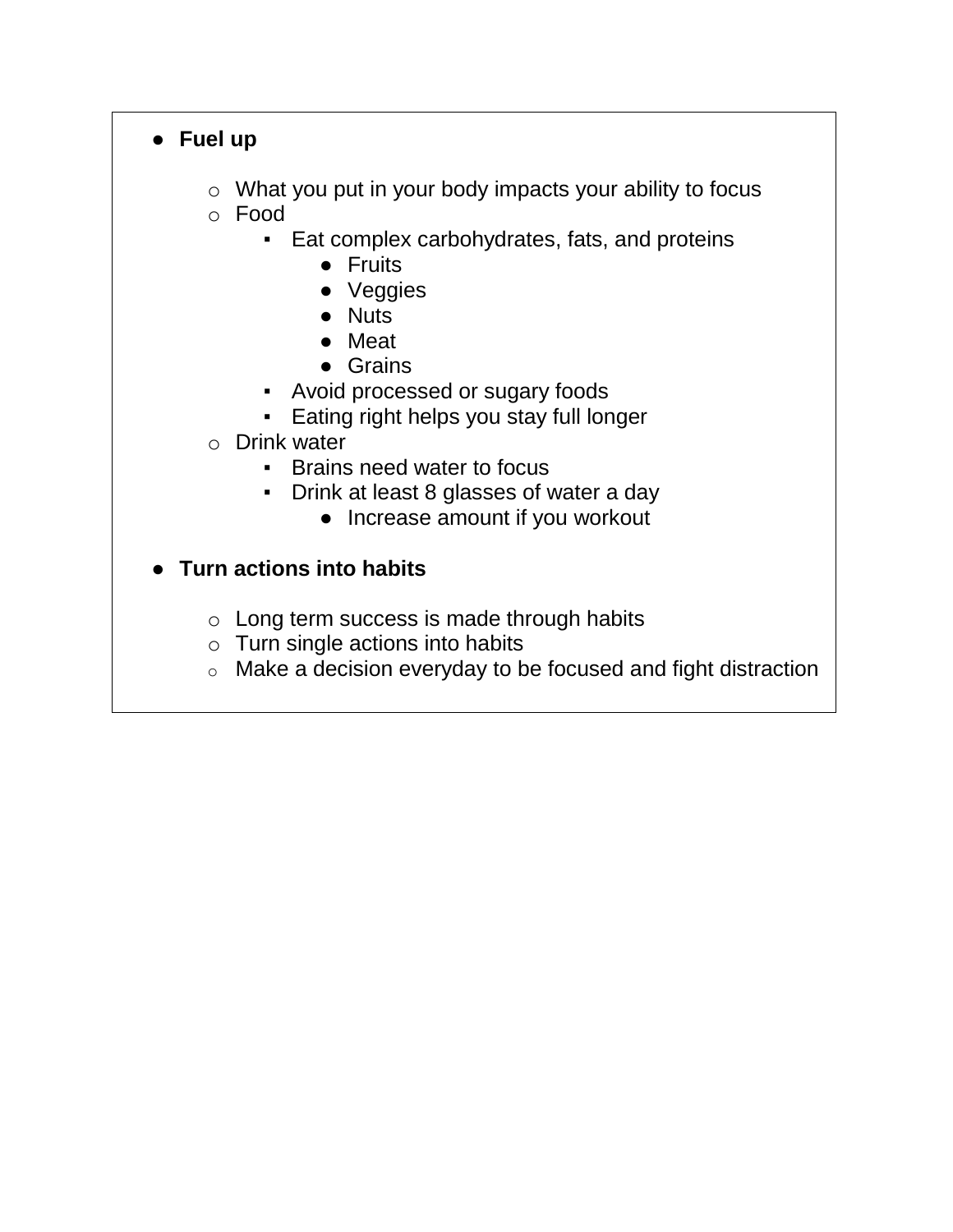- **Fuel up**
    - What you put in your body impacts your ability to focus
    - Food
        - Eat complex carbohydrates, fats, and proteins
            - Fruits
            - Veggies
            - Nuts
            - Meat
            - Grains
        - Avoid processed or sugary foods
        - Eating right helps you stay full longer
    - Drink water
        - Brains need water to focus
        - Drink at least 8 glasses of water a day
            - Increase amount if you workout

- **Turn actions into habits**
    - Long term success is made through habits
    - Turn single actions into habits
    - Make a decision everyday to be focused and fight distraction